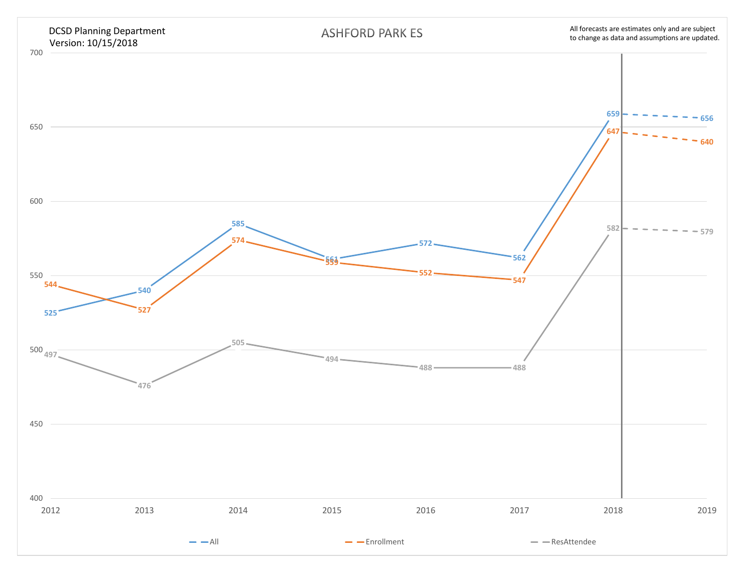DCSD Planning Department
Version: 10/15/2018

# ASHFORD PARK ES

All forecasts are estimates only and are subject to change as data and assumptions are updated.

| Year | All | Enrollment | ResAttendee |
|---|---|---|---|
| 2012 | 525 | 544 | 497 |
| 2013 | 540 | 527 | 476 |
| 2014 | 585 | 574 | 505 |
| 2015 | 561 | 559 | 494 |
| 2016 | 572 | 552 | 488 |
| 2017 | 562 | 547 | 488 |
| 2018 | 659 | 647 | 582 |
| 2019 | 656 | 640 | 579 |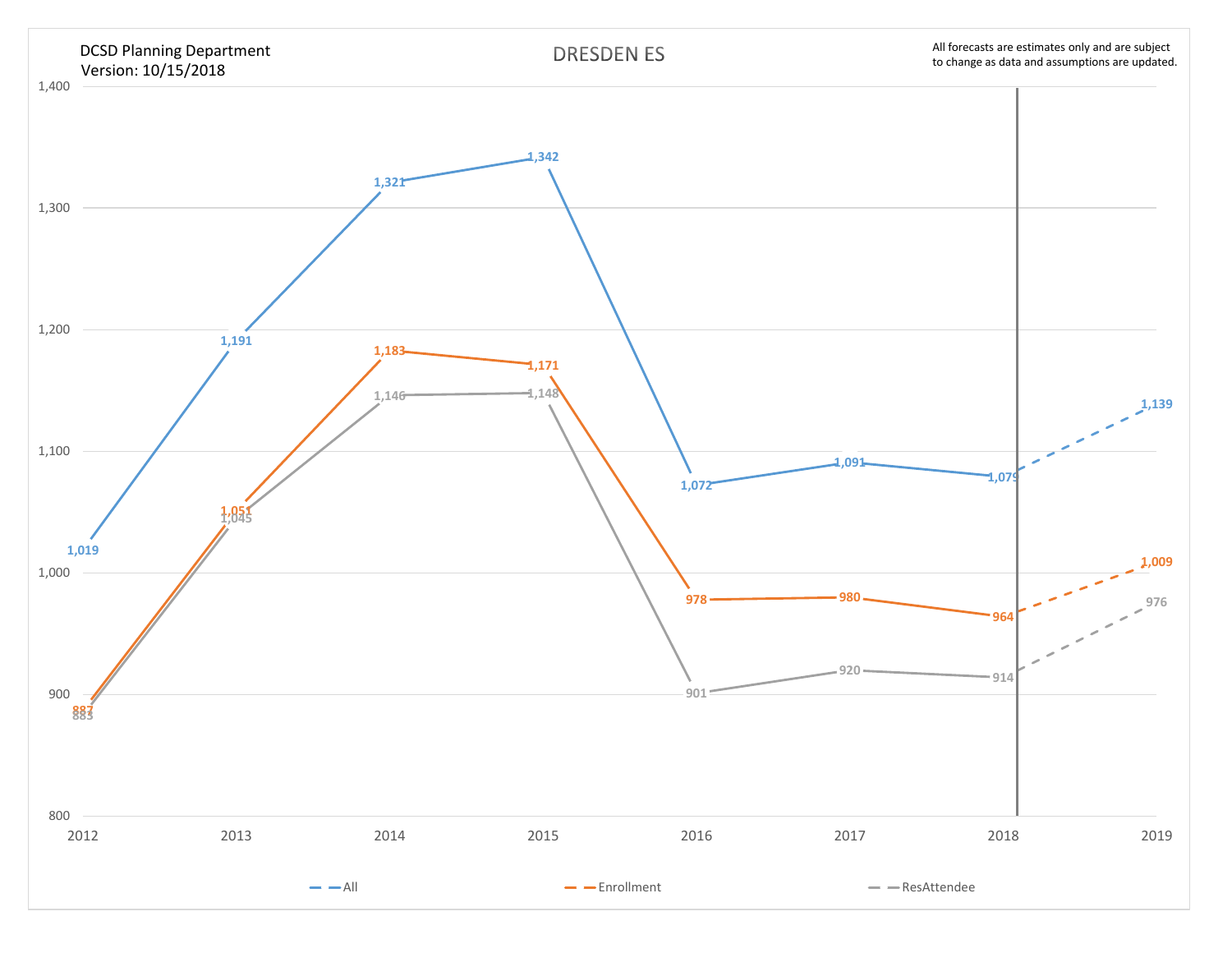DCSD Planning Department
Version: 10/15/2018

# DRESDEN ES

All forecasts are estimates only and are subject to change as data and assumptions are updated.

| Year | All | Enrollment | ResAttendee |
|---|---|---|---|
| 2012 | 1,019 | 887 | 883 |
| 2013 | 1,191 | 1,051 | 1,045 |
| 2014 | 1,321 | 1,183 | 1,146 |
| 2015 | 1,342 | 1,171 | 1,148 |
| 2016 | 1,072 | 978 | 901 |
| 2017 | 1,091 | 980 | 920 |
| 2018 | 1,079 | 964 | 914 |
| 2019 | 1,139 | 1,009 | 976 |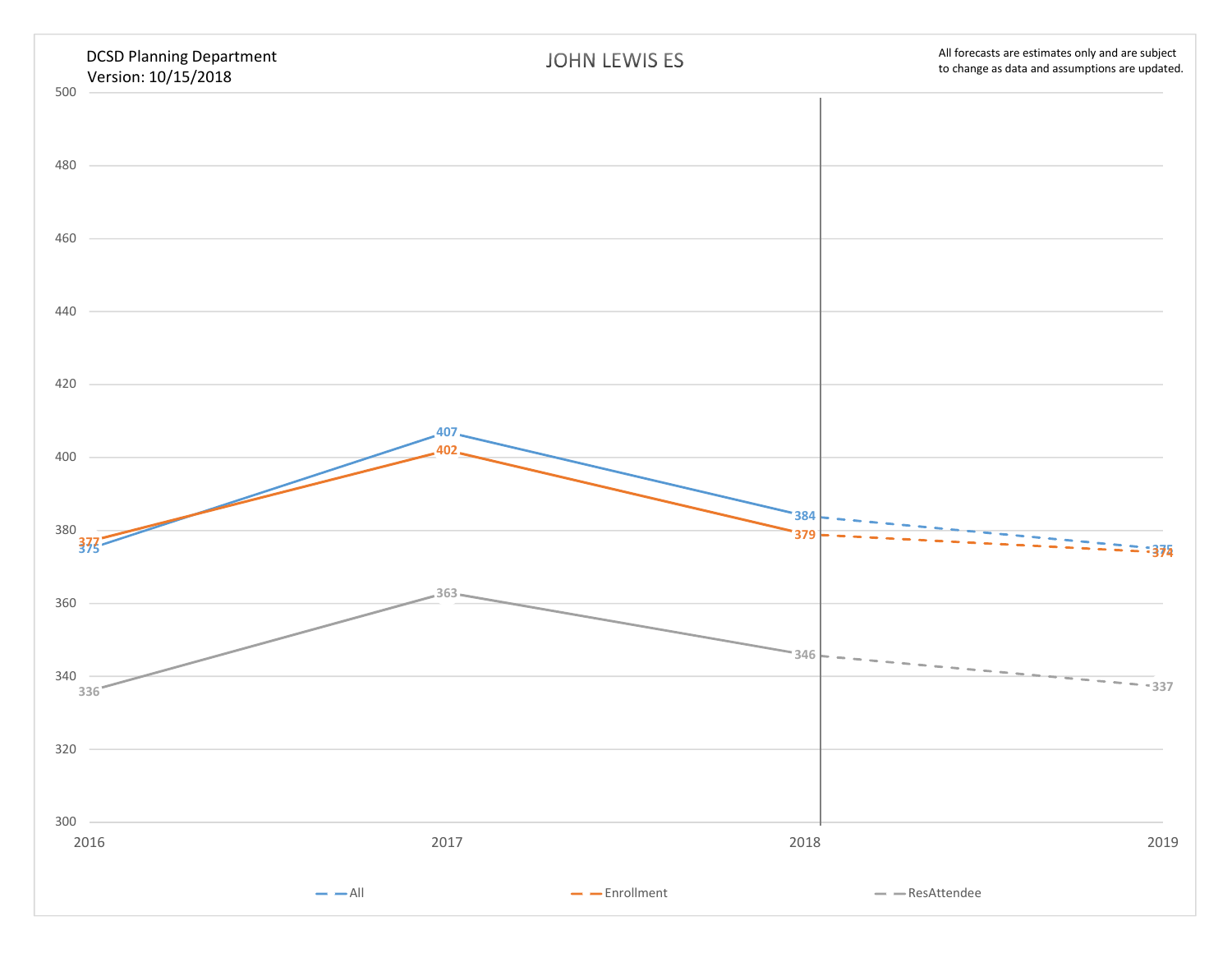DCSD Planning Department
Version: 10/15/2018

# JOHN LEWIS ES

All forecasts are estimates only and are subject to change as data and assumptions are updated.

| Year | All | Enrollment | ResAttendee |
|---|---|---|---|
| 2016 | 375 | 377 | 336 |
| 2017 | 407 | 402 | 363 |
| 2018 | 384 | 379 | 346 |
| 2019 | 375 | 374 | 337 |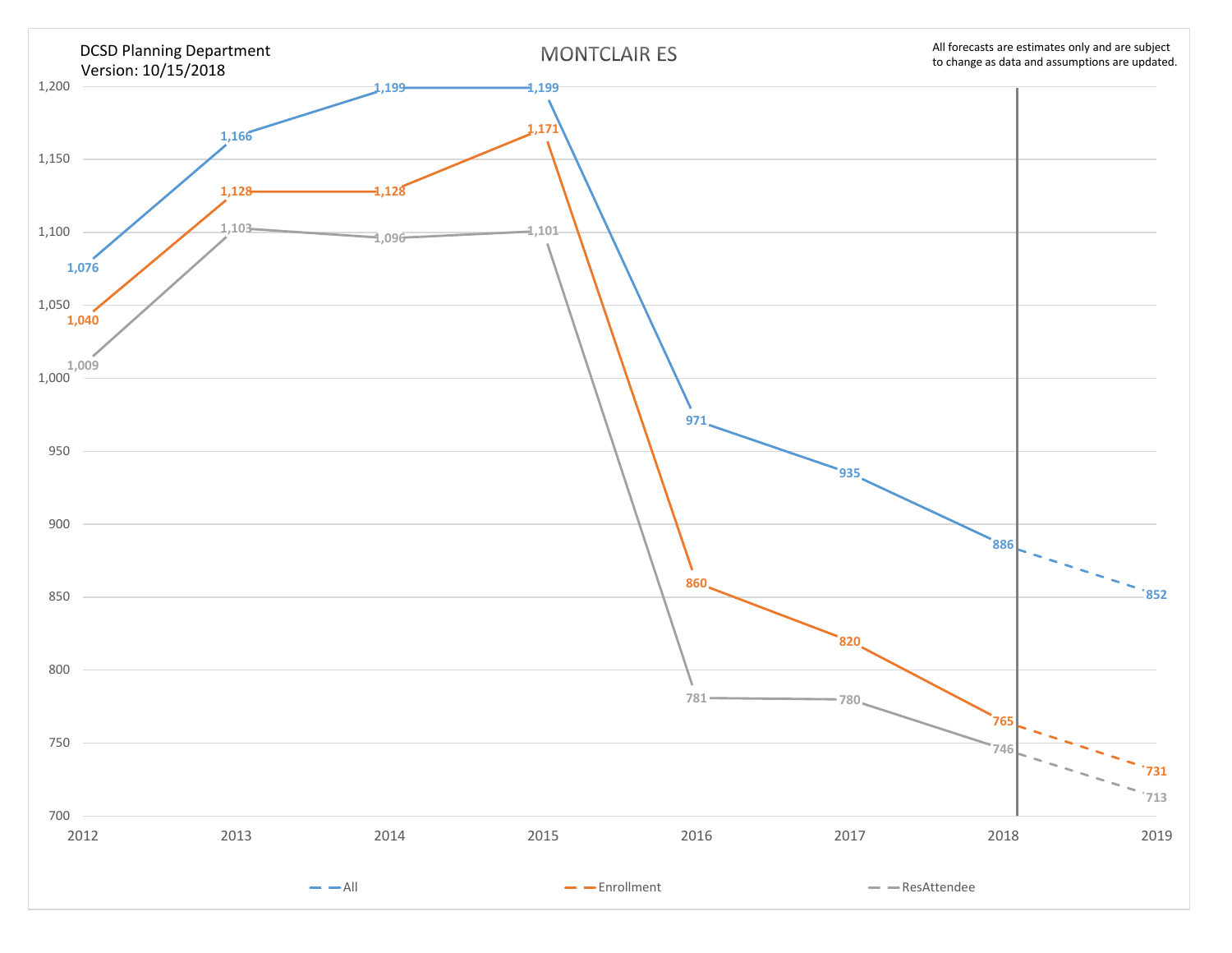DCSD Planning Department
Version: 10/15/2018

# MONTCLAIR ES

All forecasts are estimates only and are subject to change as data and assumptions are updated.

| Year | All | Enrollment | ResAttendee |
|---|---|---|---|
| 2012 | 1,076 | 1,040 | 1,009 |
| 2013 | 1,166 | 1,128 | 1,103 |
| 2014 | 1,199 | 1,128 | 1,096 |
| 2015 | 1,199 | 1,171 | 1,101 |
| 2016 | 971 | 860 | 781 |
| 2017 | 935 | 820 | 780 |
| 2018 | 886 | 765 | 746 |
| 2019 | 852 | 731 | 713 |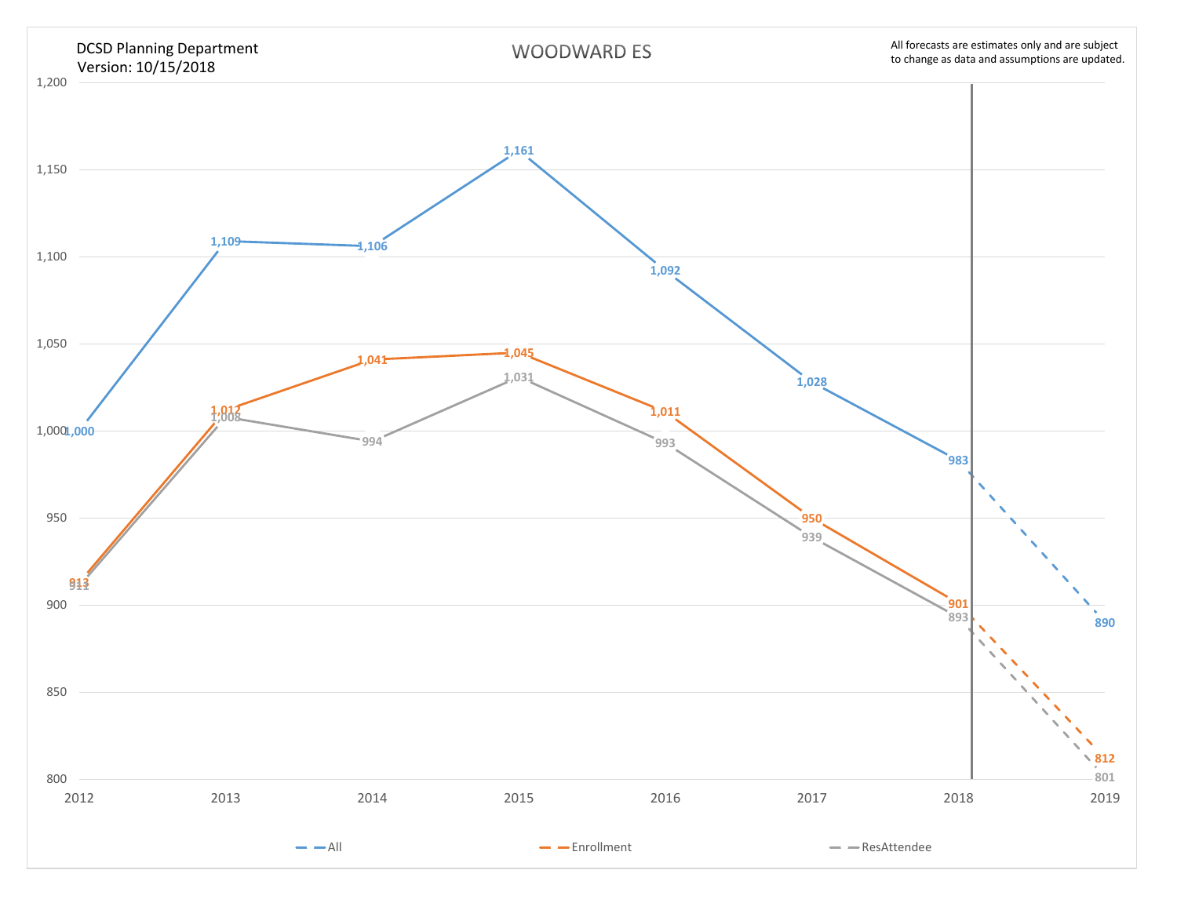DCSD Planning Department
Version: 10/15/2018

# WOODWARD ES

All forecasts are estimates only and are subject to change as data and assumptions are updated.

| Year | All | Enrollment | ResAttendee |
|---|---|---|---|
| 2012 | 1,000 | 913 | 911 |
| 2013 | 1,109 | 1,012 | 1,008 |
| 2014 | 1,106 | 1,041 | 994 |
| 2015 | 1,161 | 1,045 | 1,031 |
| 2016 | 1,092 | 1,011 | 993 |
| 2017 | 1,028 | 950 | 939 |
| 2018 | 983 | 901 | 893 |
| 2019 | 890 | 812 | 801 |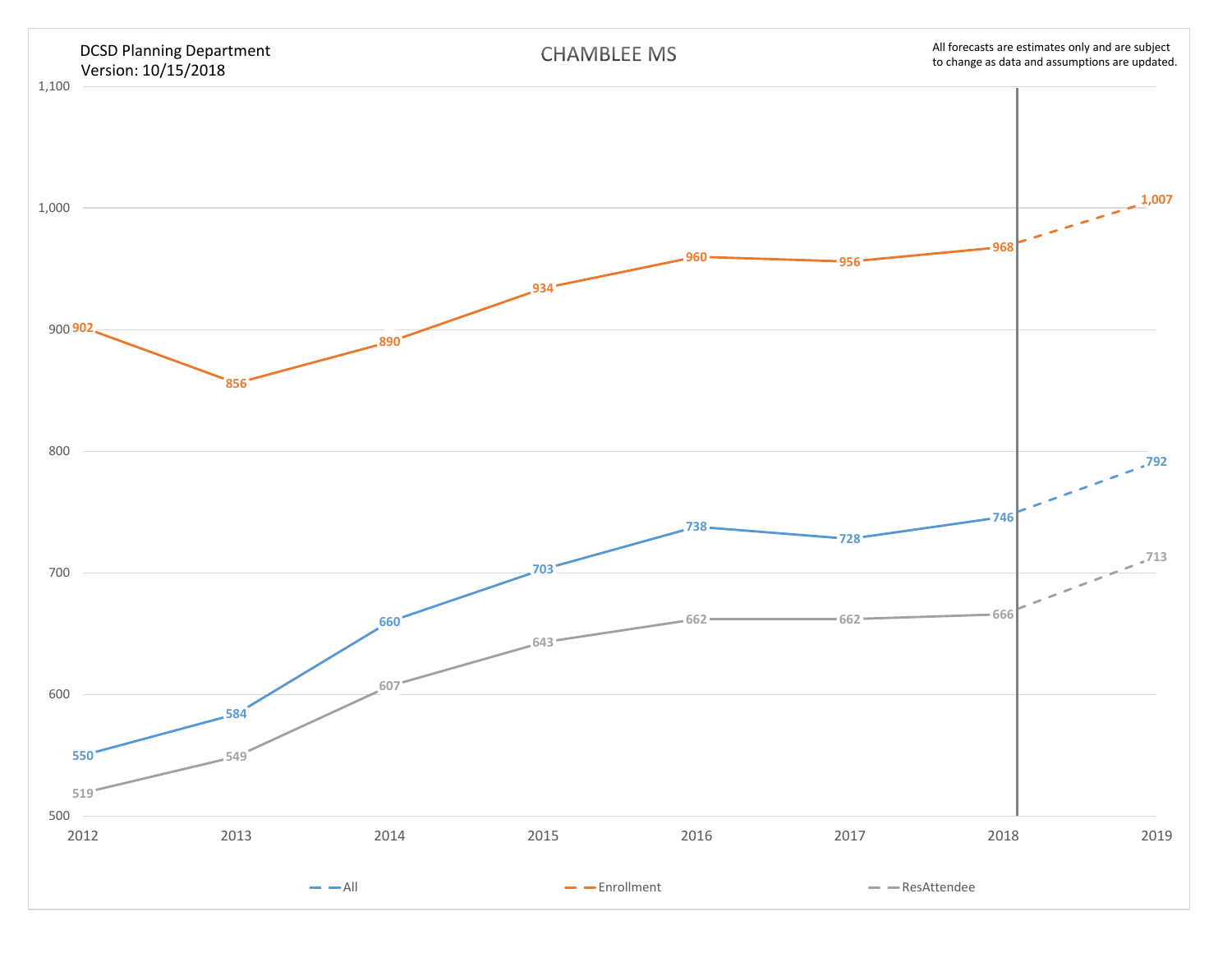DCSD Planning Department
Version: 10/15/2018

# CHAMBLEE MS

All forecasts are estimates only and are subject to change as data and assumptions are updated.

| Year | All | Enrollment | ResAttendee |
|---|---|---|---|
| 2012 | 550 | 902 | 519 |
| 2013 | 584 | 856 | 549 |
| 2014 | 660 | 890 | 607 |
| 2015 | 703 | 934 | 643 |
| 2016 | 738 | 960 | 662 |
| 2017 | 728 | 956 | 662 |
| 2018 | 746 | 968 | 666 |
| 2019 | 792 | 1,007 | 713 |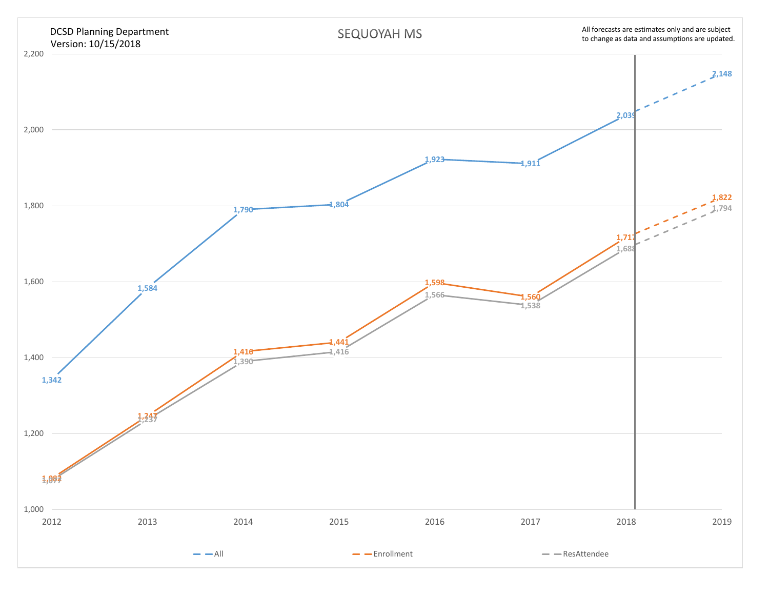DCSD Planning Department
Version: 10/15/2018

# SEQUOYAH MS

All forecasts are estimates only and are subject to change as data and assumptions are updated.

| Year | All | Enrollment | ResAttendee |
|---|---|---|---|
| 2012 | 1,342 | 1,082 | 1,077 |
| 2013 | 1,584 | 1,247 | 1,237 |
| 2014 | 1,790 | 1,416 | 1,390 |
| 2015 | 1,804 | 1,441 | 1,416 |
| 2016 | 1,923 | 1,598 | 1,566 |
| 2017 | 1,911 | 1,560 | 1,538 |
| 2018 | 2,039 | 1,717 | 1,688 |
| 2019 | 2,148 | 1,822 | 1,794 |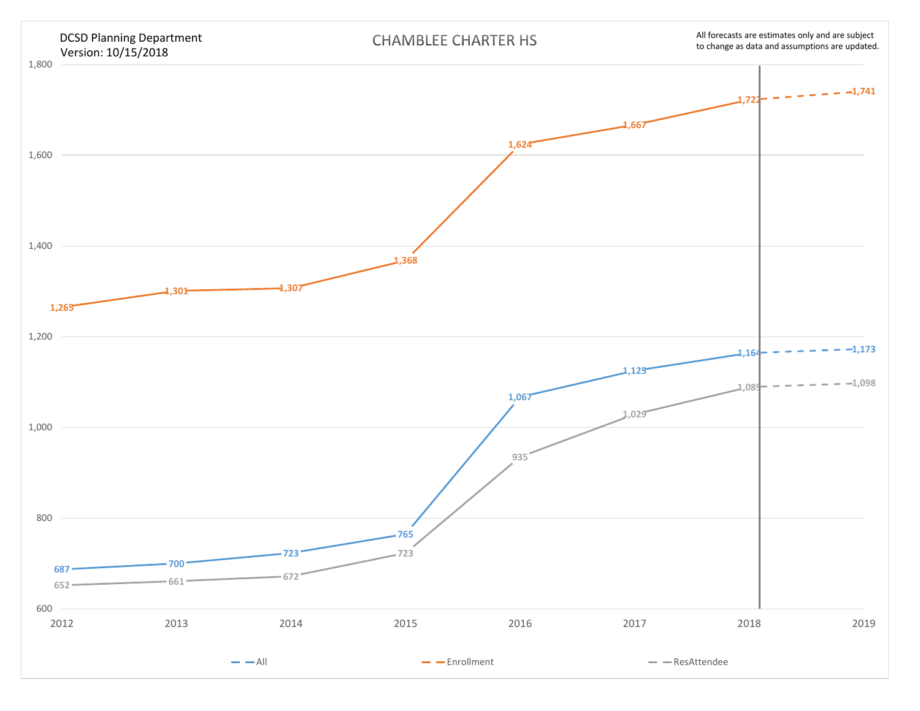DCSD Planning Department
Version: 10/15/2018

# CHAMBLEE CHARTER HS

All forecasts are estimates only and are subject to change as data and assumptions are updated.

| Year | All | Enrollment | ResAttendee |
|---|---|---|---|
| 2012 | 687 | 1,265 | 652 |
| 2013 | 700 | 1,301 | 661 |
| 2014 | 723 | 1,307 | 672 |
| 2015 | 765 | 1,368 | 723 |
| 2016 | 1,067 | 1,624 | 935 |
| 2017 | 1,125 | 1,667 | 1,029 |
| 2018 | 1,164 | 1,722 | 1,089 |
| 2019 | 1,173 | 1,741 | 1,098 |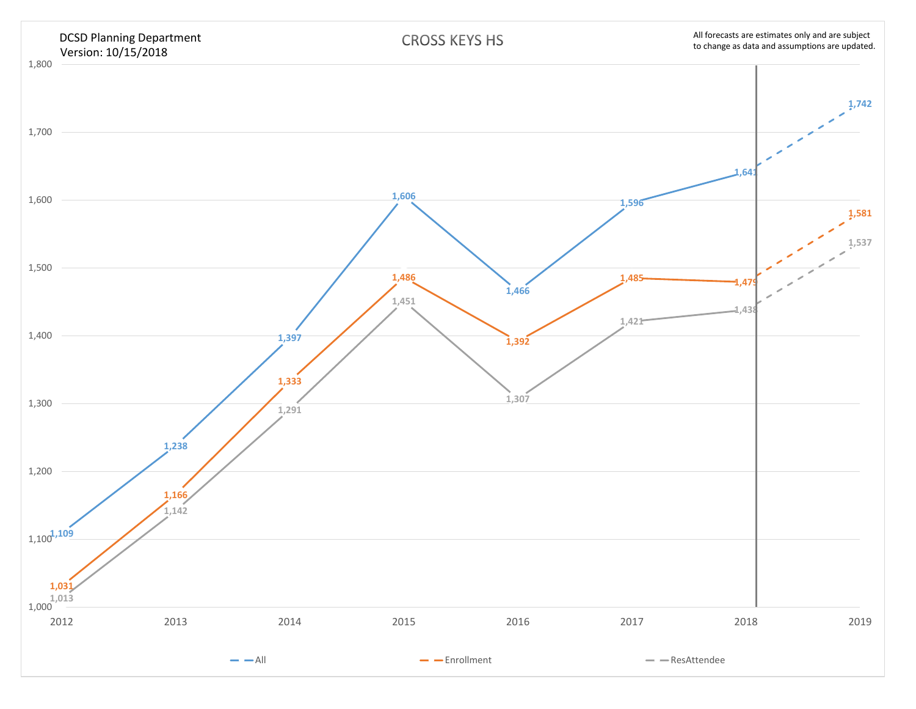DCSD Planning Department
Version: 10/15/2018

CROSS KEYS HS

All forecasts are estimates only and are subject to change as data and assumptions are updated.

1,800
1,700
1,600
1,500
1,400
1,300
1,200
1,100
1,000

2012 2013 2014 2015 2016 2017 2018 2019

All: 1,109 1,238 1,397 1,606 1,466 1,596 1,641 1,742

Enrollment: 1,031 1,166 1,333 1,486 1,392 1,485 1,479 1,581

ResAttendee: 1,013 1,142 1,291 1,451 1,307 1,421 1,438 1,537

All
Enrollment
ResAttendee